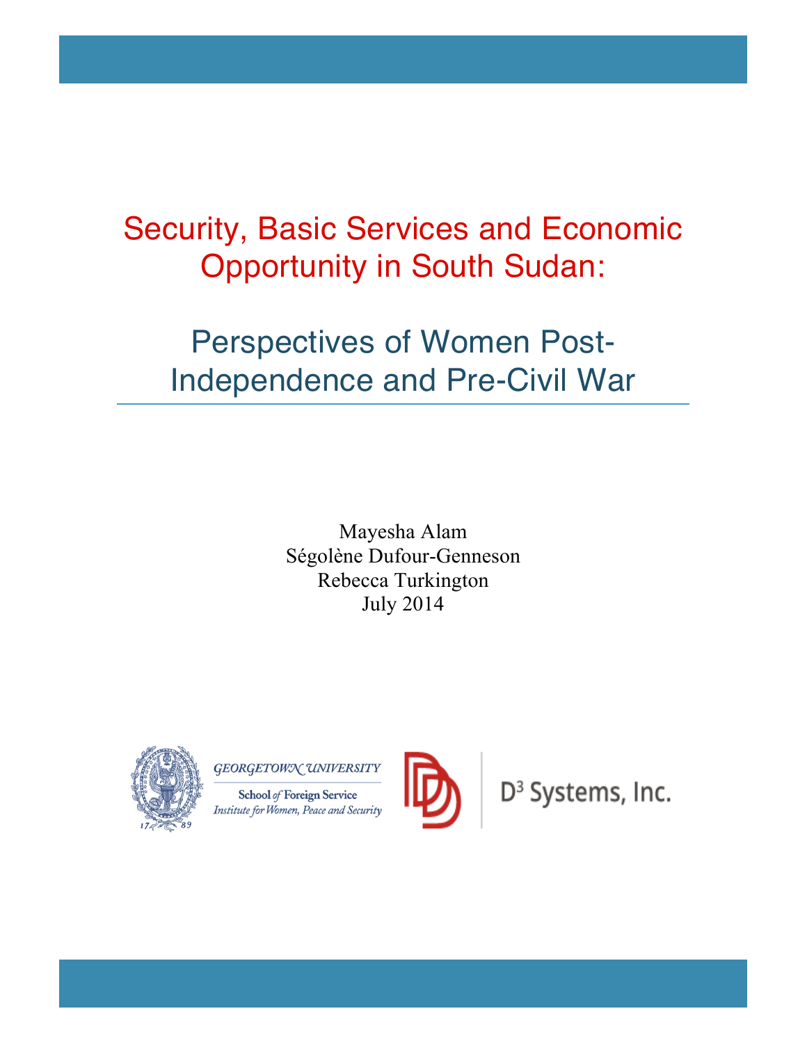# Security, Basic Services and Economic Opportunity in South Sudan:

## Perspectives of Women Post-Independence and Pre-Civil War

Mayesha Alam
Ségolène Dufour-Genneson
Rebecca Turkington
July 2014

GEORGETOWN UNIVERSITY
School of Foreign Service
Institute for Women, Peace and Security

D[3] Systems, Inc.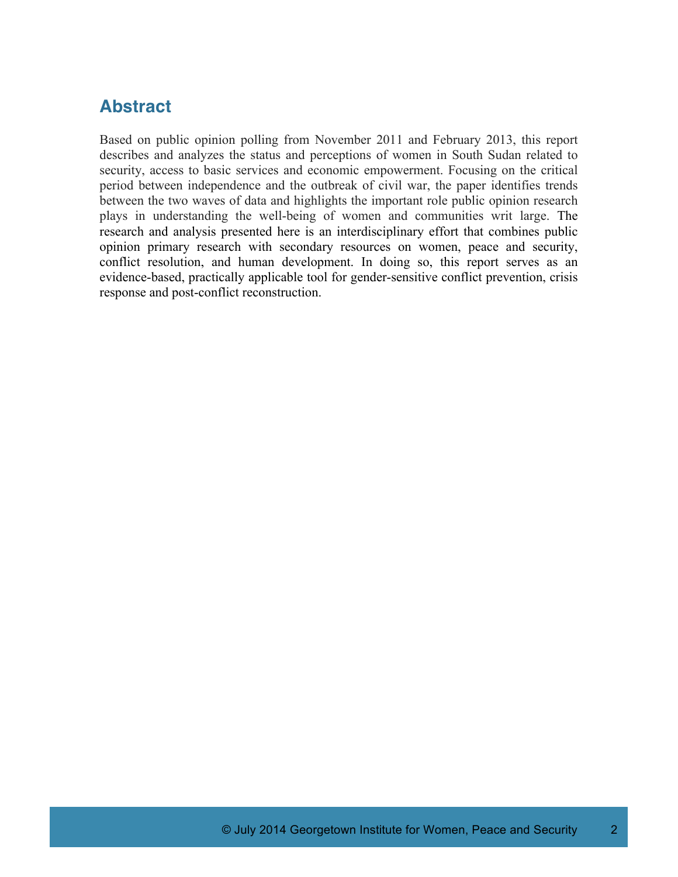## Abstract

Based on public opinion polling from November 2011 and February 2013, this report describes and analyzes the status and perceptions of women in South Sudan related to security, access to basic services and economic empowerment. Focusing on the critical period between independence and the outbreak of civil war, the paper identifies trends between the two waves of data and highlights the important role public opinion research plays in understanding the well-being of women and communities writ large. The research and analysis presented here is an interdisciplinary effort that combines public opinion primary research with secondary resources on women, peace and security, conflict resolution, and human development. In doing so, this report serves as an evidence-based, practically applicable tool for gender-sensitive conflict prevention, crisis response and post-conflict reconstruction.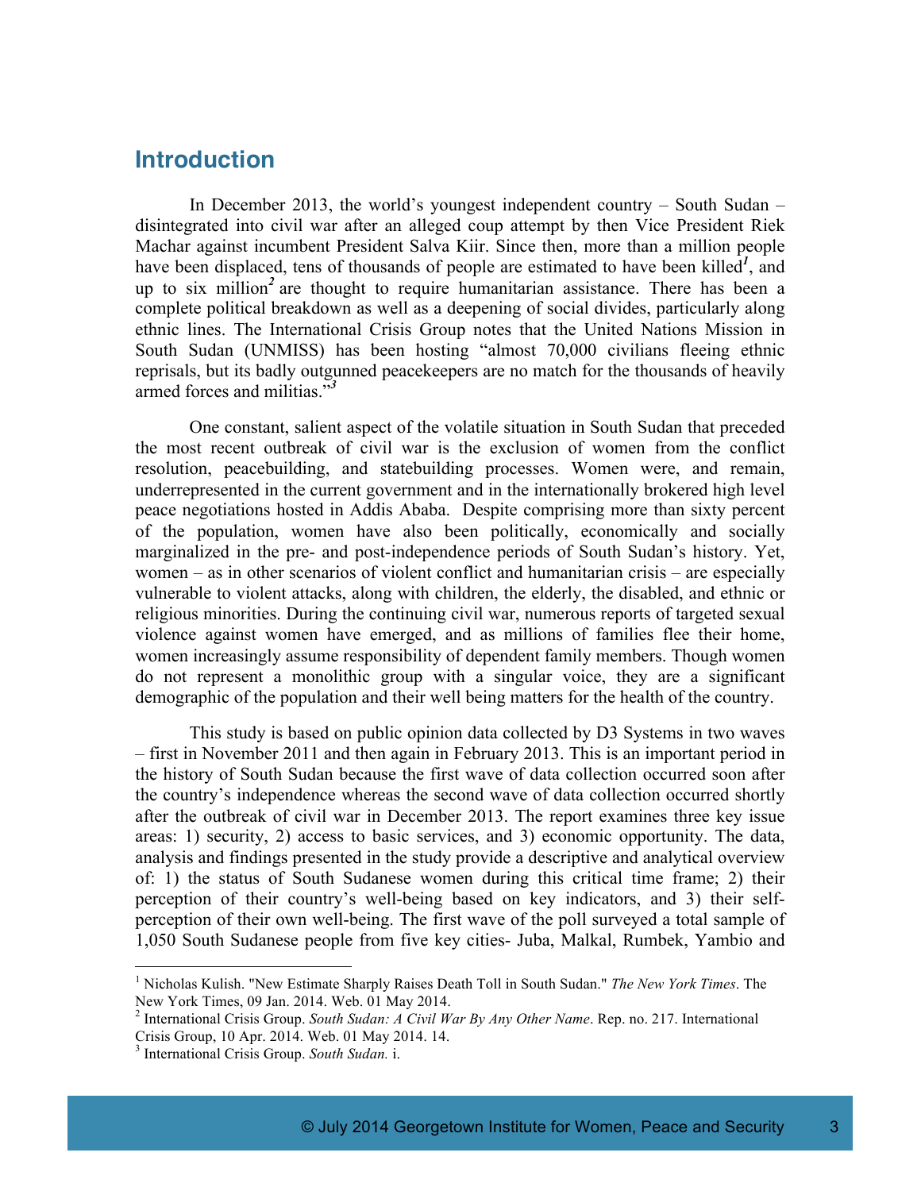## Introduction

In December 2013, the world's youngest independent country – South Sudan – disintegrated into civil war after an alleged coup attempt by then Vice President Riek Machar against incumbent President Salva Kiir. Since then, more than a million people have been displaced, tens of thousands of people are estimated to have been killed[1], and up to six million[2] are thought to require humanitarian assistance. There has been a complete political breakdown as well as a deepening of social divides, particularly along ethnic lines. The International Crisis Group notes that the United Nations Mission in South Sudan (UNMISS) has been hosting "almost 70,000 civilians fleeing ethnic reprisals, but its badly outgunned peacekeepers are no match for the thousands of heavily armed forces and militias."[3]

One constant, salient aspect of the volatile situation in South Sudan that preceded the most recent outbreak of civil war is the exclusion of women from the conflict resolution, peacebuilding, and statebuilding processes. Women were, and remain, underrepresented in the current government and in the internationally brokered high level peace negotiations hosted in Addis Ababa. Despite comprising more than sixty percent of the population, women have also been politically, economically and socially marginalized in the pre- and post-independence periods of South Sudan's history. Yet, women – as in other scenarios of violent conflict and humanitarian crisis – are especially vulnerable to violent attacks, along with children, the elderly, the disabled, and ethnic or religious minorities. During the continuing civil war, numerous reports of targeted sexual violence against women have emerged, and as millions of families flee their home, women increasingly assume responsibility of dependent family members. Though women do not represent a monolithic group with a singular voice, they are a significant demographic of the population and their well being matters for the health of the country.

This study is based on public opinion data collected by D3 Systems in two waves – first in November 2011 and then again in February 2013. This is an important period in the history of South Sudan because the first wave of data collection occurred soon after the country's independence whereas the second wave of data collection occurred shortly after the outbreak of civil war in December 2013. The report examines three key issue areas: 1) security, 2) access to basic services, and 3) economic opportunity. The data, analysis and findings presented in the study provide a descriptive and analytical overview of: 1) the status of South Sudanese women during this critical time frame; 2) their perception of their country's well-being based on key indicators, and 3) their self-perception of their own well-being. The first wave of the poll surveyed a total sample of 1,050 South Sudanese people from five key cities- Juba, Malkal, Rumbek, Yambio and

---

[1] Nicholas Kulish. "New Estimate Sharply Raises Death Toll in South Sudan." *The New York Times*. The New York Times, 09 Jan. 2014. Web. 01 May 2014.

[2] International Crisis Group. *South Sudan: A Civil War By Any Other Name*. Rep. no. 217. International Crisis Group, 10 Apr. 2014. Web. 01 May 2014. 14.

[3] International Crisis Group. *South Sudan.* i.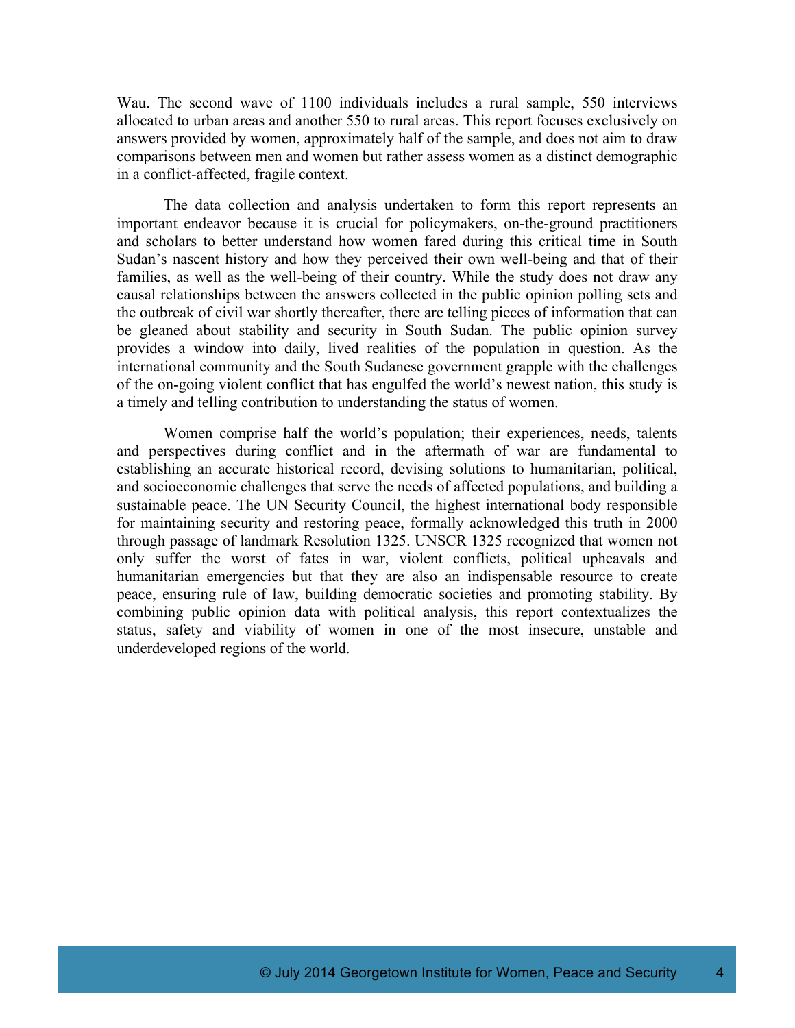Wau. The second wave of 1100 individuals includes a rural sample, 550 interviews allocated to urban areas and another 550 to rural areas. This report focuses exclusively on answers provided by women, approximately half of the sample, and does not aim to draw comparisons between men and women but rather assess women as a distinct demographic in a conflict-affected, fragile context.

The data collection and analysis undertaken to form this report represents an important endeavor because it is crucial for policymakers, on-the-ground practitioners and scholars to better understand how women fared during this critical time in South Sudan's nascent history and how they perceived their own well-being and that of their families, as well as the well-being of their country. While the study does not draw any causal relationships between the answers collected in the public opinion polling sets and the outbreak of civil war shortly thereafter, there are telling pieces of information that can be gleaned about stability and security in South Sudan. The public opinion survey provides a window into daily, lived realities of the population in question. As the international community and the South Sudanese government grapple with the challenges of the on-going violent conflict that has engulfed the world's newest nation, this study is a timely and telling contribution to understanding the status of women.

Women comprise half the world's population; their experiences, needs, talents and perspectives during conflict and in the aftermath of war are fundamental to establishing an accurate historical record, devising solutions to humanitarian, political, and socioeconomic challenges that serve the needs of affected populations, and building a sustainable peace. The UN Security Council, the highest international body responsible for maintaining security and restoring peace, formally acknowledged this truth in 2000 through passage of landmark Resolution 1325. UNSCR 1325 recognized that women not only suffer the worst of fates in war, violent conflicts, political upheavals and humanitarian emergencies but that they are also an indispensable resource to create peace, ensuring rule of law, building democratic societies and promoting stability. By combining public opinion data with political analysis, this report contextualizes the status, safety and viability of women in one of the most insecure, unstable and underdeveloped regions of the world.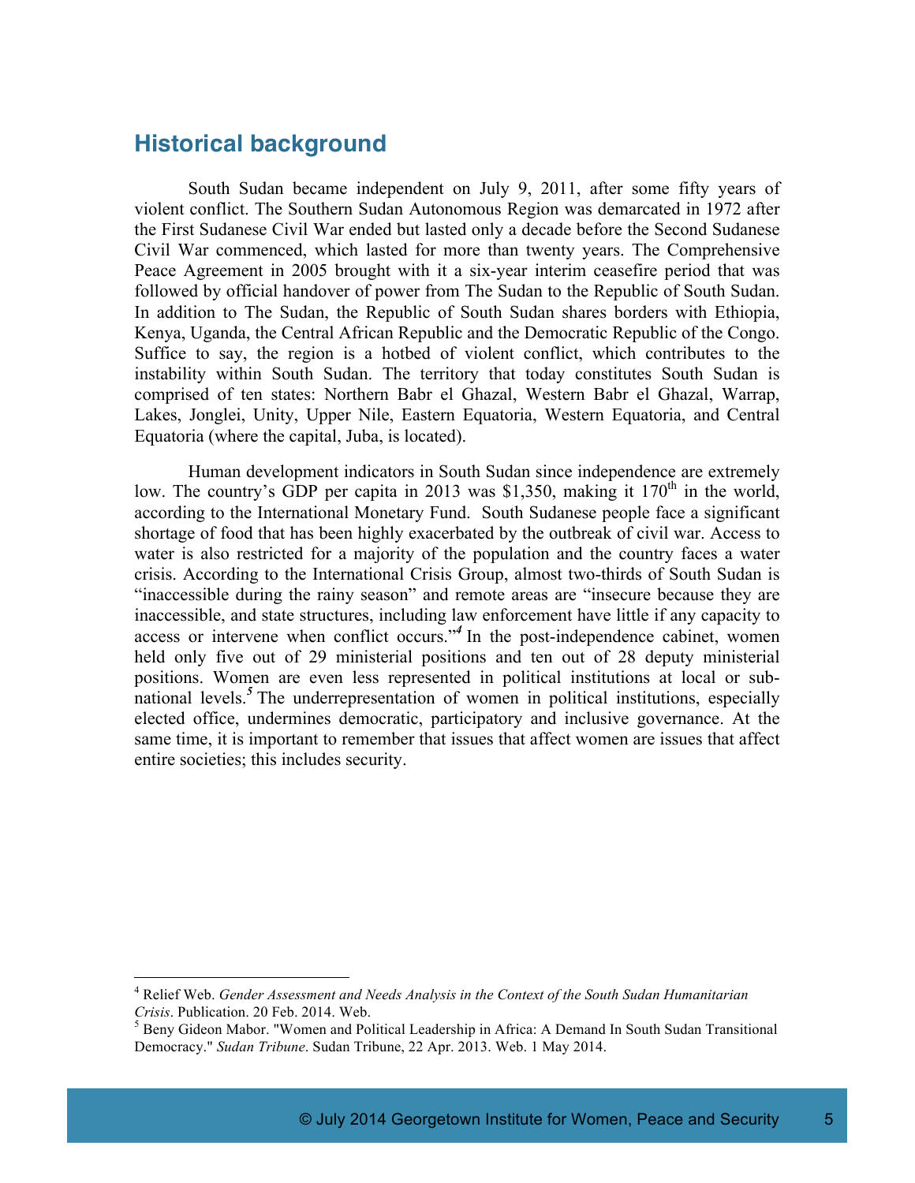## Historical background

South Sudan became independent on July 9, 2011, after some fifty years of violent conflict. The Southern Sudan Autonomous Region was demarcated in 1972 after the First Sudanese Civil War ended but lasted only a decade before the Second Sudanese Civil War commenced, which lasted for more than twenty years. The Comprehensive Peace Agreement in 2005 brought with it a six-year interim ceasefire period that was followed by official handover of power from The Sudan to the Republic of South Sudan. In addition to The Sudan, the Republic of South Sudan shares borders with Ethiopia, Kenya, Uganda, the Central African Republic and the Democratic Republic of the Congo. Suffice to say, the region is a hotbed of violent conflict, which contributes to the instability within South Sudan. The territory that today constitutes South Sudan is comprised of ten states: Northern Babr el Ghazal, Western Babr el Ghazal, Warrap, Lakes, Jonglei, Unity, Upper Nile, Eastern Equatoria, Western Equatoria, and Central Equatoria (where the capital, Juba, is located).

Human development indicators in South Sudan since independence are extremely low. The country's GDP per capita in 2013 was $1,350, making it 170th in the world, according to the International Monetary Fund. South Sudanese people face a significant shortage of food that has been highly exacerbated by the outbreak of civil war. Access to water is also restricted for a majority of the population and the country faces a water crisis. According to the International Crisis Group, almost two-thirds of South Sudan is "inaccessible during the rainy season" and remote areas are "insecure because they are inaccessible, and state structures, including law enforcement have little if any capacity to access or intervene when conflict occurs."[4] In the post-independence cabinet, women held only five out of 29 ministerial positions and ten out of 28 deputy ministerial positions. Women are even less represented in political institutions at local or sub-national levels.[5] The underrepresentation of women in political institutions, especially elected office, undermines democratic, participatory and inclusive governance. At the same time, it is important to remember that issues that affect women are issues that affect entire societies; this includes security.

---

[4] Relief Web. *Gender Assessment and Needs Analysis in the Context of the South Sudan Humanitarian Crisis*. Publication. 20 Feb. 2014. Web.

[5] Beny Gideon Mabor. "Women and Political Leadership in Africa: A Demand In South Sudan Transitional Democracy." *Sudan Tribune*. Sudan Tribune, 22 Apr. 2013. Web. 1 May 2014.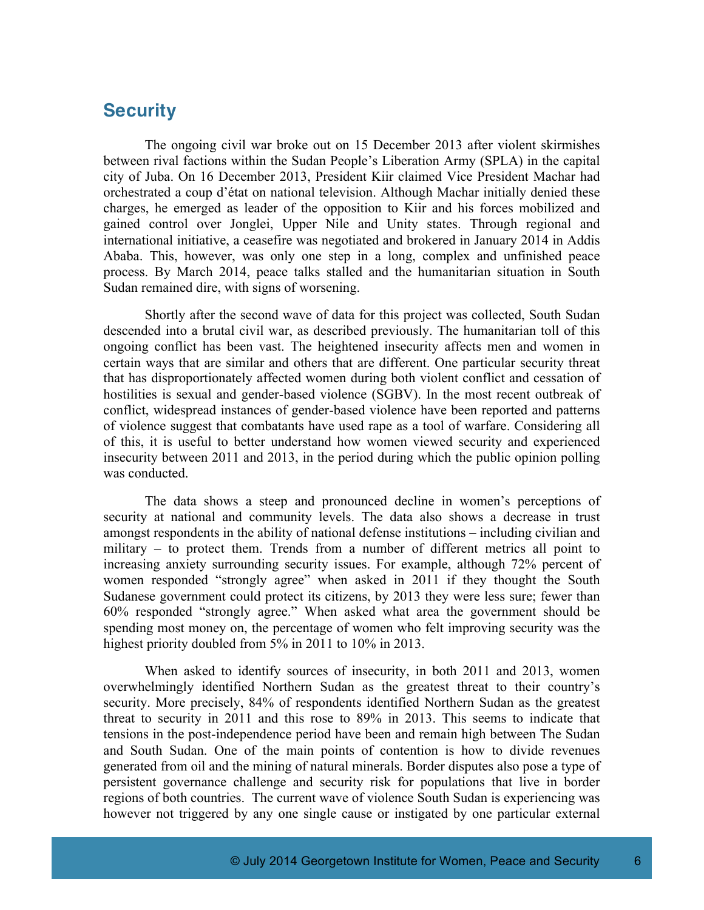## Security

The ongoing civil war broke out on 15 December 2013 after violent skirmishes between rival factions within the Sudan People's Liberation Army (SPLA) in the capital city of Juba. On 16 December 2013, President Kiir claimed Vice President Machar had orchestrated a coup d'état on national television. Although Machar initially denied these charges, he emerged as leader of the opposition to Kiir and his forces mobilized and gained control over Jonglei, Upper Nile and Unity states. Through regional and international initiative, a ceasefire was negotiated and brokered in January 2014 in Addis Ababa. This, however, was only one step in a long, complex and unfinished peace process. By March 2014, peace talks stalled and the humanitarian situation in South Sudan remained dire, with signs of worsening.

Shortly after the second wave of data for this project was collected, South Sudan descended into a brutal civil war, as described previously. The humanitarian toll of this ongoing conflict has been vast. The heightened insecurity affects men and women in certain ways that are similar and others that are different. One particular security threat that has disproportionately affected women during both violent conflict and cessation of hostilities is sexual and gender-based violence (SGBV). In the most recent outbreak of conflict, widespread instances of gender-based violence have been reported and patterns of violence suggest that combatants have used rape as a tool of warfare. Considering all of this, it is useful to better understand how women viewed security and experienced insecurity between 2011 and 2013, in the period during which the public opinion polling was conducted.

The data shows a steep and pronounced decline in women's perceptions of security at national and community levels. The data also shows a decrease in trust amongst respondents in the ability of national defense institutions – including civilian and military – to protect them. Trends from a number of different metrics all point to increasing anxiety surrounding security issues. For example, although 72% percent of women responded "strongly agree" when asked in 2011 if they thought the South Sudanese government could protect its citizens, by 2013 they were less sure; fewer than 60% responded "strongly agree." When asked what area the government should be spending most money on, the percentage of women who felt improving security was the highest priority doubled from 5% in 2011 to 10% in 2013.

When asked to identify sources of insecurity, in both 2011 and 2013, women overwhelmingly identified Northern Sudan as the greatest threat to their country's security. More precisely, 84% of respondents identified Northern Sudan as the greatest threat to security in 2011 and this rose to 89% in 2013. This seems to indicate that tensions in the post-independence period have been and remain high between The Sudan and South Sudan. One of the main points of contention is how to divide revenues generated from oil and the mining of natural minerals. Border disputes also pose a type of persistent governance challenge and security risk for populations that live in border regions of both countries. The current wave of violence South Sudan is experiencing was however not triggered by any one single cause or instigated by one particular external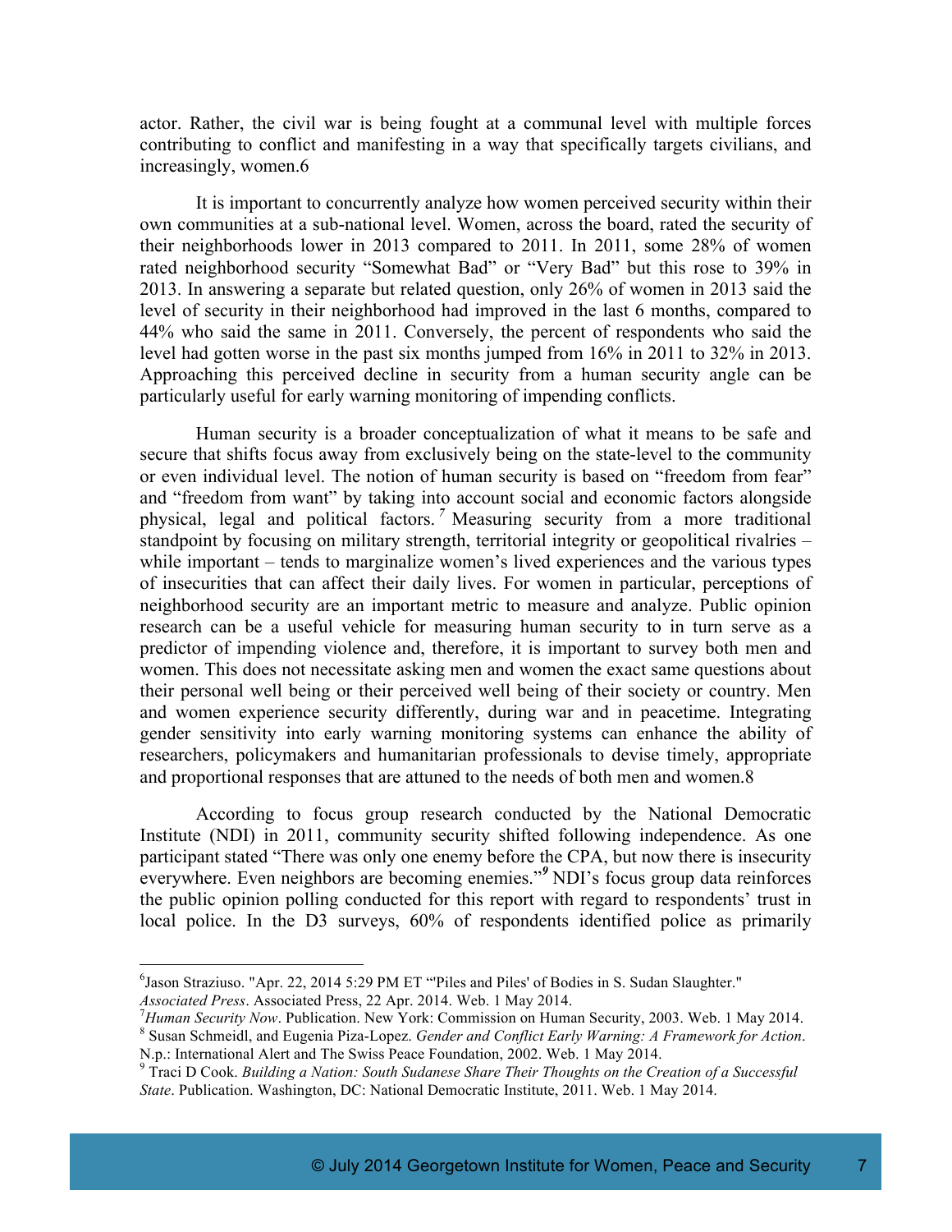actor. Rather, the civil war is being fought at a communal level with multiple forces contributing to conflict and manifesting in a way that specifically targets civilians, and increasingly, women.[6]

It is important to concurrently analyze how women perceived security within their own communities at a sub-national level. Women, across the board, rated the security of their neighborhoods lower in 2013 compared to 2011. In 2011, some 28% of women rated neighborhood security "Somewhat Bad" or "Very Bad" but this rose to 39% in 2013. In answering a separate but related question, only 26% of women in 2013 said the level of security in their neighborhood had improved in the last 6 months, compared to 44% who said the same in 2011. Conversely, the percent of respondents who said the level had gotten worse in the past six months jumped from 16% in 2011 to 32% in 2013. Approaching this perceived decline in security from a human security angle can be particularly useful for early warning monitoring of impending conflicts.

Human security is a broader conceptualization of what it means to be safe and secure that shifts focus away from exclusively being on the state-level to the community or even individual level. The notion of human security is based on "freedom from fear" and "freedom from want" by taking into account social and economic factors alongside physical, legal and political factors.[7] Measuring security from a more traditional standpoint by focusing on military strength, territorial integrity or geopolitical rivalries – while important – tends to marginalize women's lived experiences and the various types of insecurities that can affect their daily lives. For women in particular, perceptions of neighborhood security are an important metric to measure and analyze. Public opinion research can be a useful vehicle for measuring human security to in turn serve as a predictor of impending violence and, therefore, it is important to survey both men and women. This does not necessitate asking men and women the exact same questions about their personal well being or their perceived well being of their society or country. Men and women experience security differently, during war and in peacetime. Integrating gender sensitivity into early warning monitoring systems can enhance the ability of researchers, policymakers and humanitarian professionals to devise timely, appropriate and proportional responses that are attuned to the needs of both men and women.[8]

According to focus group research conducted by the National Democratic Institute (NDI) in 2011, community security shifted following independence. As one participant stated "There was only one enemy before the CPA, but now there is insecurity everywhere. Even neighbors are becoming enemies."[9] NDI's focus group data reinforces the public opinion polling conducted for this report with regard to respondents' trust in local police. In the D3 surveys, 60% of respondents identified police as primarily

---

[6] Jason Straziuso. "Apr. 22, 2014 5:29 PM ET "'Piles and Piles' of Bodies in S. Sudan Slaughter." *Associated Press*. Associated Press, 22 Apr. 2014. Web. 1 May 2014.

[7] *Human Security Now*. Publication. New York: Commission on Human Security, 2003. Web. 1 May 2014.

[8] Susan Schmeidl, and Eugenia Piza-Lopez. *Gender and Conflict Early Warning: A Framework for Action*. N.p.: International Alert and The Swiss Peace Foundation, 2002. Web. 1 May 2014.

[9] Traci D Cook. *Building a Nation: South Sudanese Share Their Thoughts on the Creation of a Successful State*. Publication. Washington, DC: National Democratic Institute, 2011. Web. 1 May 2014.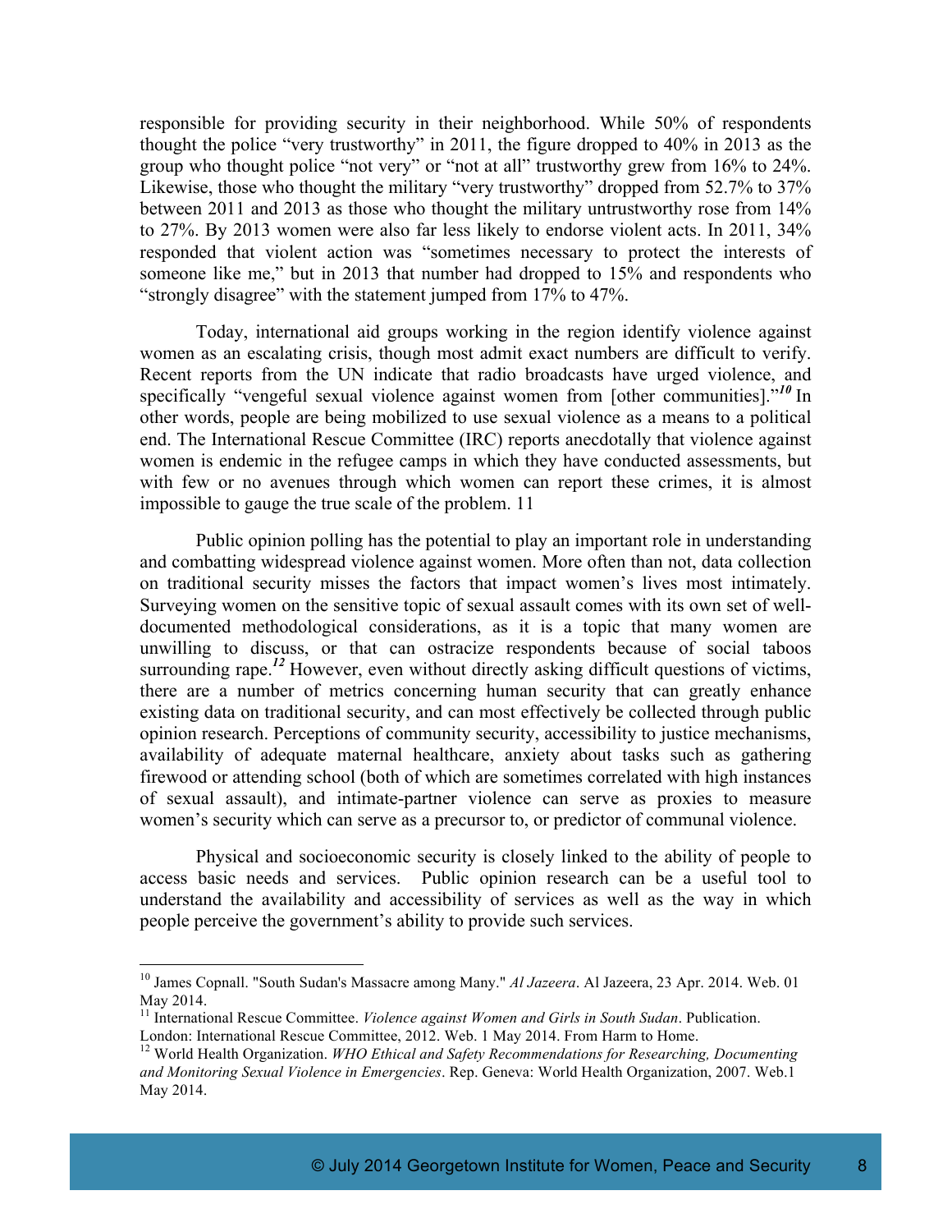responsible for providing security in their neighborhood. While 50% of respondents thought the police "very trustworthy" in 2011, the figure dropped to 40% in 2013 as the group who thought police "not very" or "not at all" trustworthy grew from 16% to 24%. Likewise, those who thought the military "very trustworthy" dropped from 52.7% to 37% between 2011 and 2013 as those who thought the military untrustworthy rose from 14% to 27%. By 2013 women were also far less likely to endorse violent acts. In 2011, 34% responded that violent action was "sometimes necessary to protect the interests of someone like me," but in 2013 that number had dropped to 15% and respondents who "strongly disagree" with the statement jumped from 17% to 47%.

Today, international aid groups working in the region identify violence against women as an escalating crisis, though most admit exact numbers are difficult to verify. Recent reports from the UN indicate that radio broadcasts have urged violence, and specifically "vengeful sexual violence against women from [other communities]."[10] In other words, people are being mobilized to use sexual violence as a means to a political end. The International Rescue Committee (IRC) reports anecdotally that violence against women is endemic in the refugee camps in which they have conducted assessments, but with few or no avenues through which women can report these crimes, it is almost impossible to gauge the true scale of the problem. 11

Public opinion polling has the potential to play an important role in understanding and combatting widespread violence against women. More often than not, data collection on traditional security misses the factors that impact women's lives most intimately. Surveying women on the sensitive topic of sexual assault comes with its own set of well-documented methodological considerations, as it is a topic that many women are unwilling to discuss, or that can ostracize respondents because of social taboos surrounding rape.[12] However, even without directly asking difficult questions of victims, there are a number of metrics concerning human security that can greatly enhance existing data on traditional security, and can most effectively be collected through public opinion research. Perceptions of community security, accessibility to justice mechanisms, availability of adequate maternal healthcare, anxiety about tasks such as gathering firewood or attending school (both of which are sometimes correlated with high instances of sexual assault), and intimate-partner violence can serve as proxies to measure women's security which can serve as a precursor to, or predictor of communal violence.

Physical and socioeconomic security is closely linked to the ability of people to access basic needs and services. Public opinion research can be a useful tool to understand the availability and accessibility of services as well as the way in which people perceive the government's ability to provide such services.

---

[10] James Copnall. "South Sudan's Massacre among Many." *Al Jazeera*. Al Jazeera, 23 Apr. 2014. Web. 01 May 2014.

[11] International Rescue Committee. *Violence against Women and Girls in South Sudan*. Publication. London: International Rescue Committee, 2012. Web. 1 May 2014. From Harm to Home.

[12] World Health Organization. *WHO Ethical and Safety Recommendations for Researching, Documenting and Monitoring Sexual Violence in Emergencies*. Rep. Geneva: World Health Organization, 2007. Web.1 May 2014.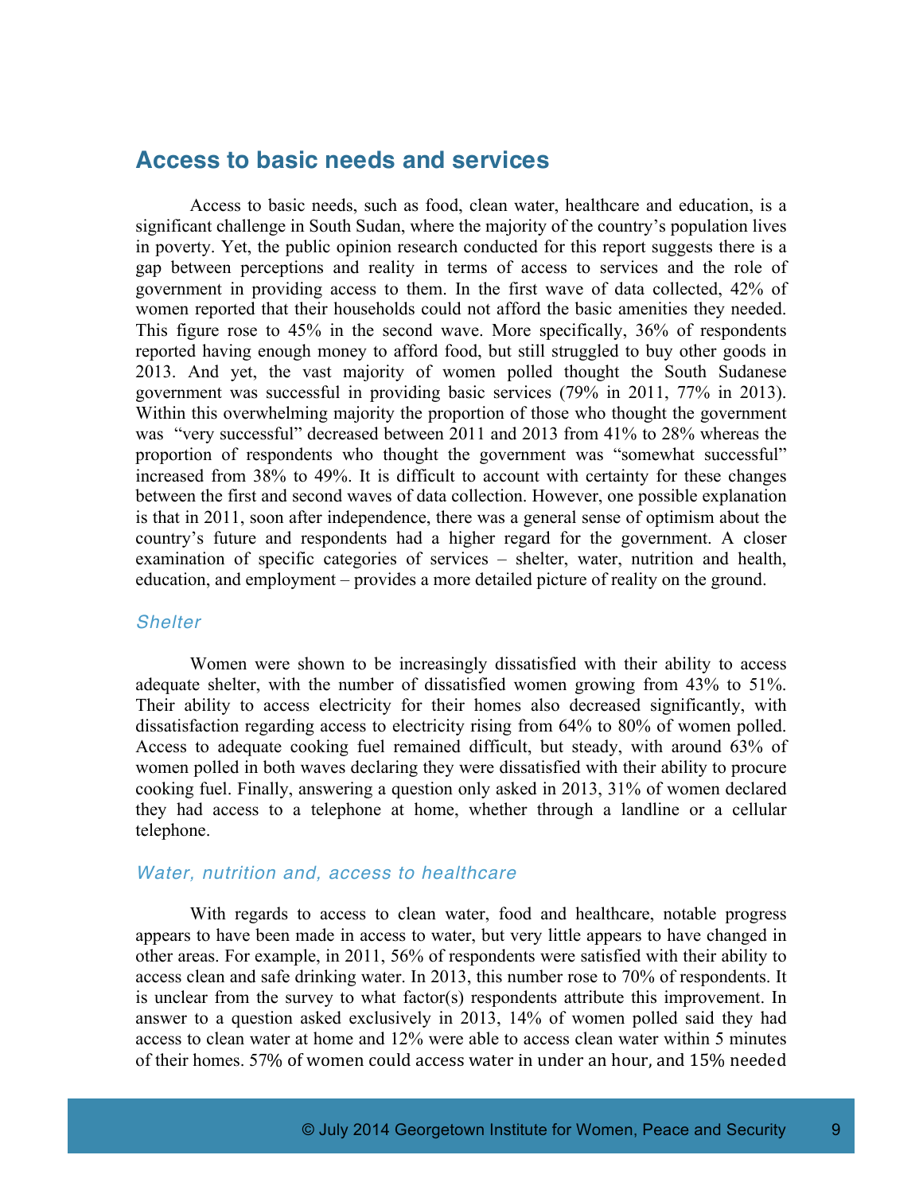## Access to basic needs and services

Access to basic needs, such as food, clean water, healthcare and education, is a significant challenge in South Sudan, where the majority of the country's population lives in poverty. Yet, the public opinion research conducted for this report suggests there is a gap between perceptions and reality in terms of access to services and the role of government in providing access to them. In the first wave of data collected, 42% of women reported that their households could not afford the basic amenities they needed. This figure rose to 45% in the second wave. More specifically, 36% of respondents reported having enough money to afford food, but still struggled to buy other goods in 2013. And yet, the vast majority of women polled thought the South Sudanese government was successful in providing basic services (79% in 2011, 77% in 2013). Within this overwhelming majority the proportion of those who thought the government was "very successful" decreased between 2011 and 2013 from 41% to 28% whereas the proportion of respondents who thought the government was "somewhat successful" increased from 38% to 49%. It is difficult to account with certainty for these changes between the first and second waves of data collection. However, one possible explanation is that in 2011, soon after independence, there was a general sense of optimism about the country's future and respondents had a higher regard for the government. A closer examination of specific categories of services – shelter, water, nutrition and health, education, and employment – provides a more detailed picture of reality on the ground.

### *Shelter*

Women were shown to be increasingly dissatisfied with their ability to access adequate shelter, with the number of dissatisfied women growing from 43% to 51%. Their ability to access electricity for their homes also decreased significantly, with dissatisfaction regarding access to electricity rising from 64% to 80% of women polled. Access to adequate cooking fuel remained difficult, but steady, with around 63% of women polled in both waves declaring they were dissatisfied with their ability to procure cooking fuel. Finally, answering a question only asked in 2013, 31% of women declared they had access to a telephone at home, whether through a landline or a cellular telephone.

### *Water, nutrition and, access to healthcare*

With regards to access to clean water, food and healthcare, notable progress appears to have been made in access to water, but very little appears to have changed in other areas. For example, in 2011, 56% of respondents were satisfied with their ability to access clean and safe drinking water. In 2013, this number rose to 70% of respondents. It is unclear from the survey to what factor(s) respondents attribute this improvement. In answer to a question asked exclusively in 2013, 14% of women polled said they had access to clean water at home and 12% were able to access clean water within 5 minutes of their homes. 57% of women could access water in under an hour, and 15% needed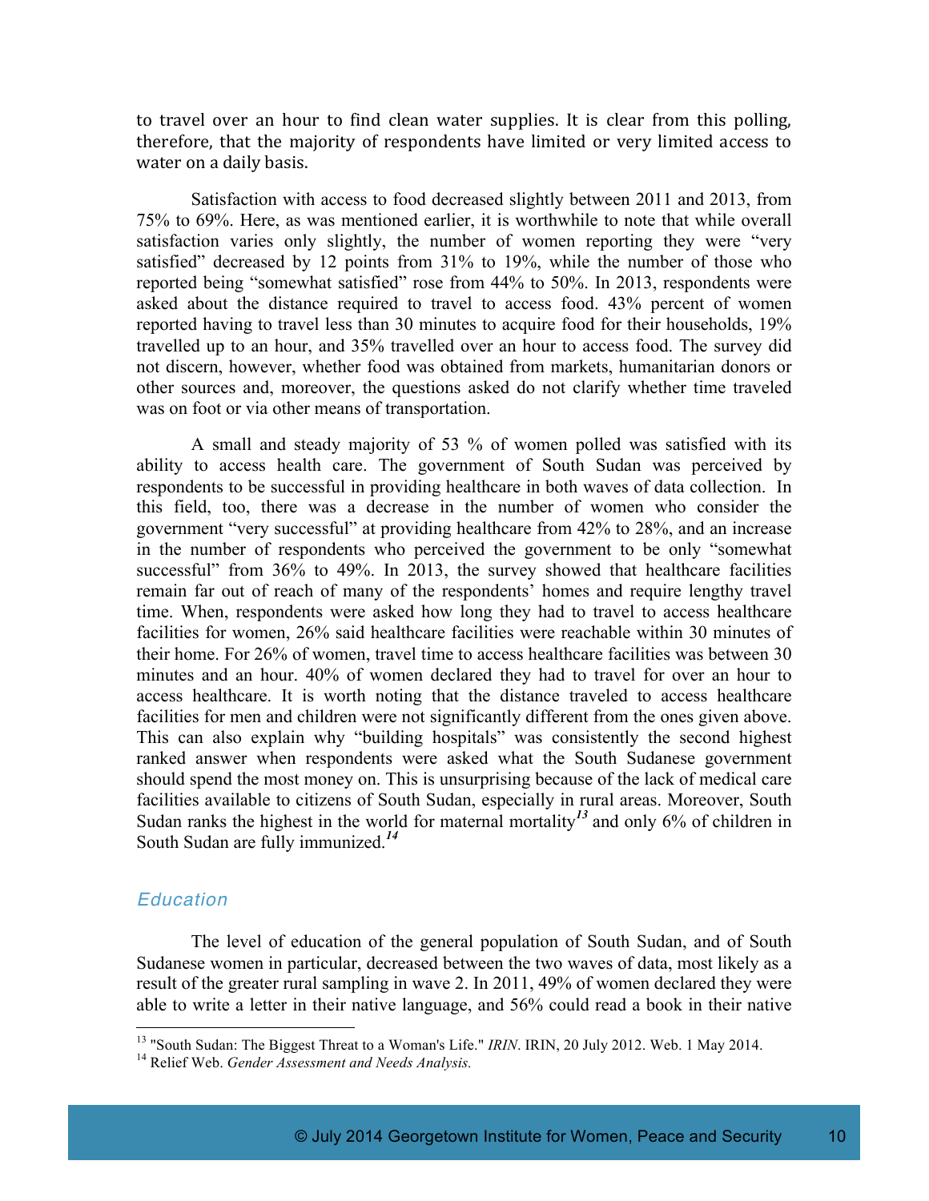to travel over an hour to find clean water supplies. It is clear from this polling, therefore, that the majority of respondents have limited or very limited access to water on a daily basis.

Satisfaction with access to food decreased slightly between 2011 and 2013, from 75% to 69%. Here, as was mentioned earlier, it is worthwhile to note that while overall satisfaction varies only slightly, the number of women reporting they were "very satisfied" decreased by 12 points from 31% to 19%, while the number of those who reported being "somewhat satisfied" rose from 44% to 50%. In 2013, respondents were asked about the distance required to travel to access food. 43% percent of women reported having to travel less than 30 minutes to acquire food for their households, 19% travelled up to an hour, and 35% travelled over an hour to access food. The survey did not discern, however, whether food was obtained from markets, humanitarian donors or other sources and, moreover, the questions asked do not clarify whether time traveled was on foot or via other means of transportation.

A small and steady majority of 53 % of women polled was satisfied with its ability to access health care. The government of South Sudan was perceived by respondents to be successful in providing healthcare in both waves of data collection. In this field, too, there was a decrease in the number of women who consider the government "very successful" at providing healthcare from 42% to 28%, and an increase in the number of respondents who perceived the government to be only "somewhat successful" from 36% to 49%. In 2013, the survey showed that healthcare facilities remain far out of reach of many of the respondents' homes and require lengthy travel time. When, respondents were asked how long they had to travel to access healthcare facilities for women, 26% said healthcare facilities were reachable within 30 minutes of their home. For 26% of women, travel time to access healthcare facilities was between 30 minutes and an hour. 40% of women declared they had to travel for over an hour to access healthcare. It is worth noting that the distance traveled to access healthcare facilities for men and children were not significantly different from the ones given above. This can also explain why "building hospitals" was consistently the second highest ranked answer when respondents were asked what the South Sudanese government should spend the most money on. This is unsurprising because of the lack of medical care facilities available to citizens of South Sudan, especially in rural areas. Moreover, South Sudan ranks the highest in the world for maternal mortality[13] and only 6% of children in South Sudan are fully immunized.[14]

## *Education*

The level of education of the general population of South Sudan, and of South Sudanese women in particular, decreased between the two waves of data, most likely as a result of the greater rural sampling in wave 2. In 2011, 49% of women declared they were able to write a letter in their native language, and 56% could read a book in their native

---

[13] "South Sudan: The Biggest Threat to a Woman's Life." *IRIN*. IRIN, 20 July 2012. Web. 1 May 2014.

[14] Relief Web. *Gender Assessment and Needs Analysis.*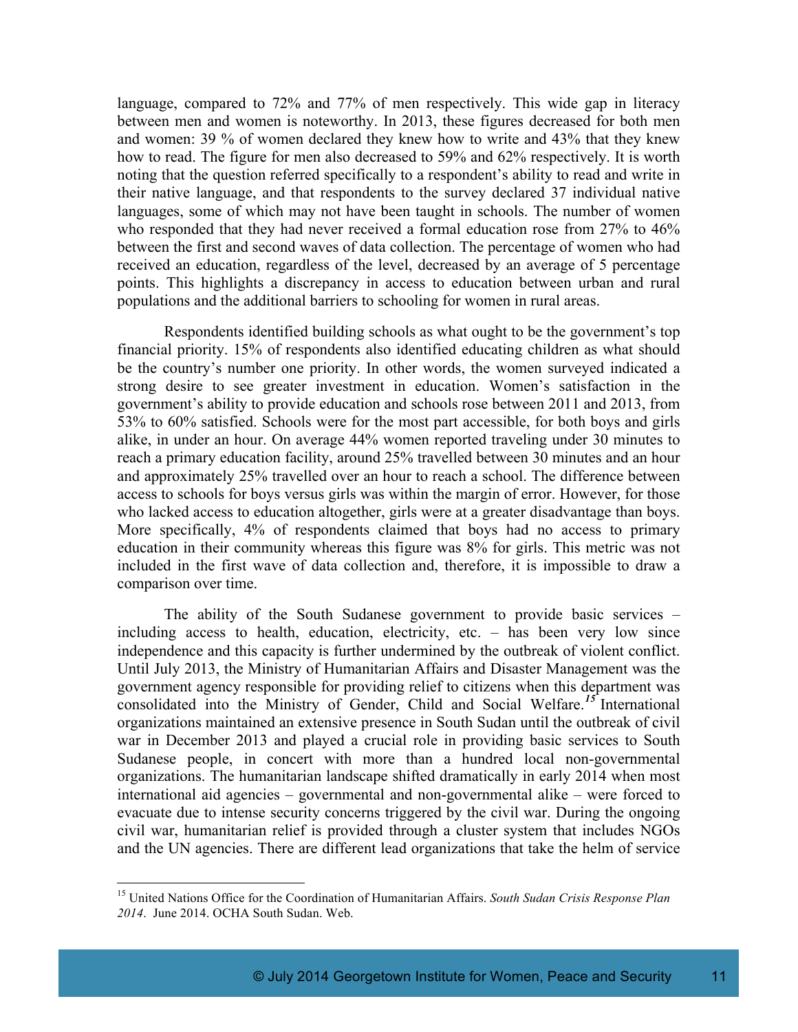language, compared to 72% and 77% of men respectively. This wide gap in literacy between men and women is noteworthy. In 2013, these figures decreased for both men and women: 39 % of women declared they knew how to write and 43% that they knew how to read. The figure for men also decreased to 59% and 62% respectively. It is worth noting that the question referred specifically to a respondent's ability to read and write in their native language, and that respondents to the survey declared 37 individual native languages, some of which may not have been taught in schools. The number of women who responded that they had never received a formal education rose from 27% to 46% between the first and second waves of data collection. The percentage of women who had received an education, regardless of the level, decreased by an average of 5 percentage points. This highlights a discrepancy in access to education between urban and rural populations and the additional barriers to schooling for women in rural areas.

Respondents identified building schools as what ought to be the government's top financial priority. 15% of respondents also identified educating children as what should be the country's number one priority. In other words, the women surveyed indicated a strong desire to see greater investment in education. Women's satisfaction in the government's ability to provide education and schools rose between 2011 and 2013, from 53% to 60% satisfied. Schools were for the most part accessible, for both boys and girls alike, in under an hour. On average 44% women reported traveling under 30 minutes to reach a primary education facility, around 25% travelled between 30 minutes and an hour and approximately 25% travelled over an hour to reach a school. The difference between access to schools for boys versus girls was within the margin of error. However, for those who lacked access to education altogether, girls were at a greater disadvantage than boys. More specifically, 4% of respondents claimed that boys had no access to primary education in their community whereas this figure was 8% for girls. This metric was not included in the first wave of data collection and, therefore, it is impossible to draw a comparison over time.

The ability of the South Sudanese government to provide basic services – including access to health, education, electricity, etc. – has been very low since independence and this capacity is further undermined by the outbreak of violent conflict. Until July 2013, the Ministry of Humanitarian Affairs and Disaster Management was the government agency responsible for providing relief to citizens when this department was consolidated into the Ministry of Gender, Child and Social Welfare.[15] International organizations maintained an extensive presence in South Sudan until the outbreak of civil war in December 2013 and played a crucial role in providing basic services to South Sudanese people, in concert with more than a hundred local non-governmental organizations. The humanitarian landscape shifted dramatically in early 2014 when most international aid agencies – governmental and non-governmental alike – were forced to evacuate due to intense security concerns triggered by the civil war. During the ongoing civil war, humanitarian relief is provided through a cluster system that includes NGOs and the UN agencies. There are different lead organizations that take the helm of service

[15] United Nations Office for the Coordination of Humanitarian Affairs. *South Sudan Crisis Response Plan 2014*. June 2014. OCHA South Sudan. Web.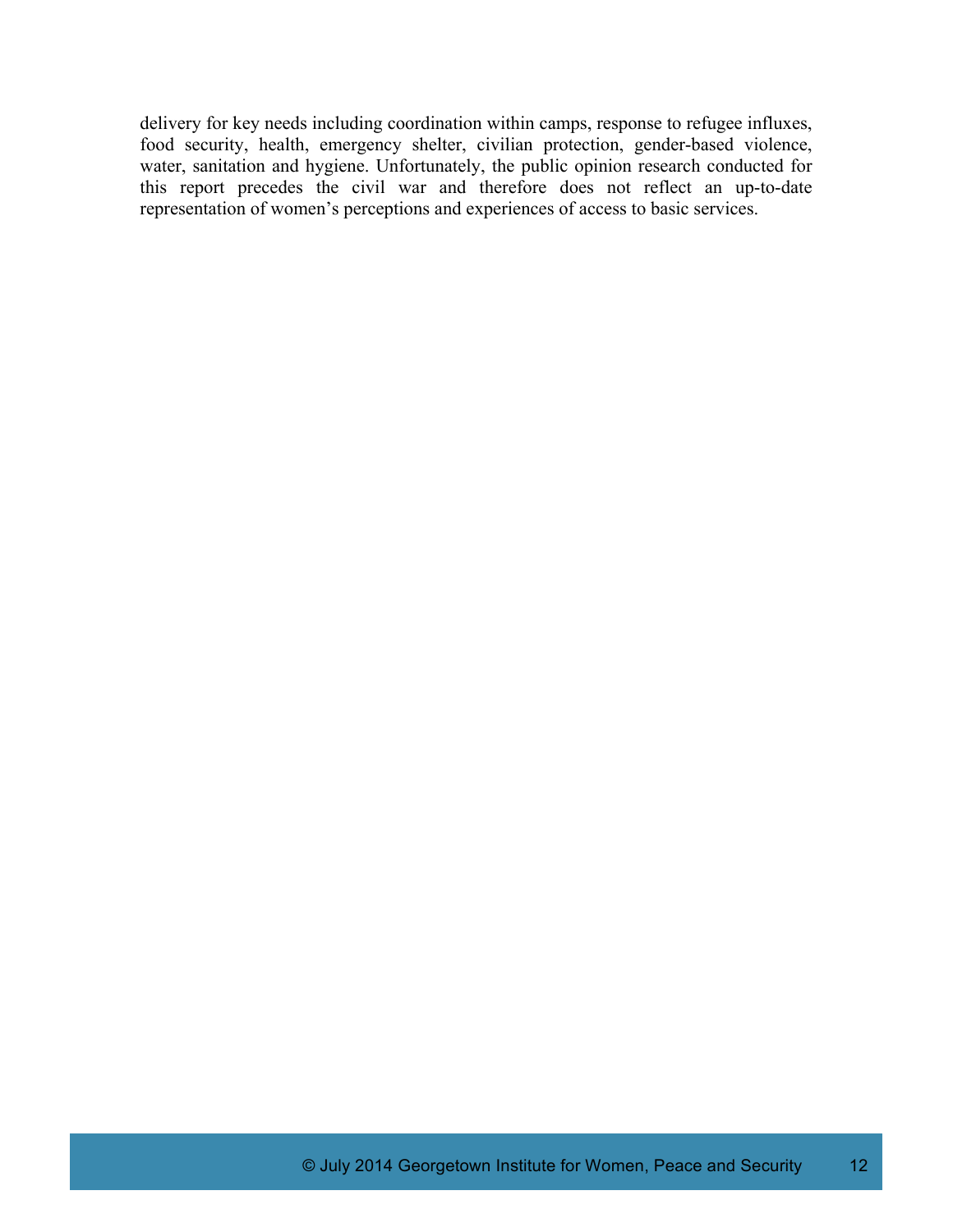delivery for key needs including coordination within camps, response to refugee influxes, food security, health, emergency shelter, civilian protection, gender-based violence, water, sanitation and hygiene. Unfortunately, the public opinion research conducted for this report precedes the civil war and therefore does not reflect an up-to-date representation of women's perceptions and experiences of access to basic services.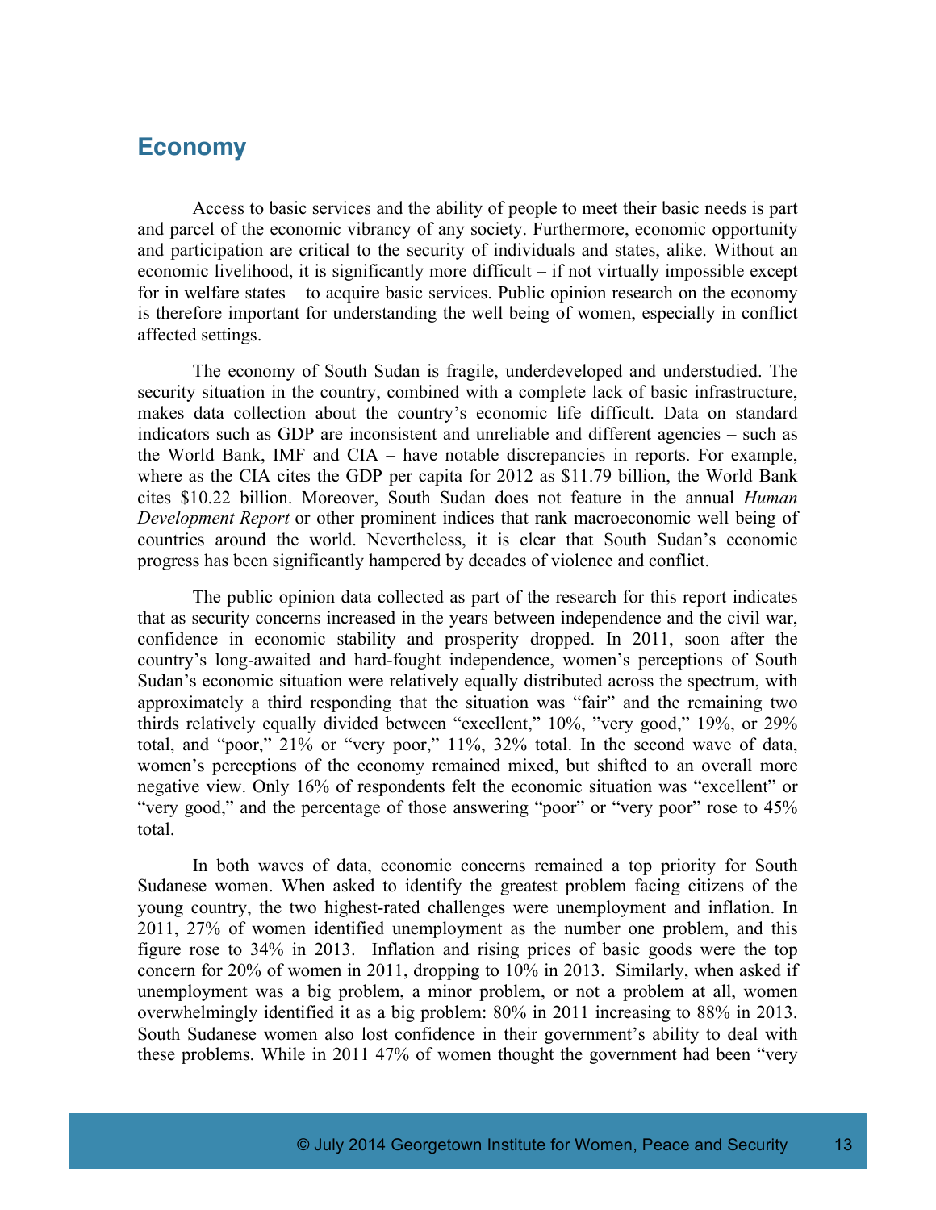## Economy

Access to basic services and the ability of people to meet their basic needs is part and parcel of the economic vibrancy of any society. Furthermore, economic opportunity and participation are critical to the security of individuals and states, alike. Without an economic livelihood, it is significantly more difficult – if not virtually impossible except for in welfare states – to acquire basic services. Public opinion research on the economy is therefore important for understanding the well being of women, especially in conflict affected settings.

The economy of South Sudan is fragile, underdeveloped and understudied. The security situation in the country, combined with a complete lack of basic infrastructure, makes data collection about the country's economic life difficult. Data on standard indicators such as GDP are inconsistent and unreliable and different agencies – such as the World Bank, IMF and CIA – have notable discrepancies in reports. For example, where as the CIA cites the GDP per capita for 2012 as $11.79 billion, the World Bank cites $10.22 billion. Moreover, South Sudan does not feature in the annual *Human Development Report* or other prominent indices that rank macroeconomic well being of countries around the world. Nevertheless, it is clear that South Sudan's economic progress has been significantly hampered by decades of violence and conflict.

The public opinion data collected as part of the research for this report indicates that as security concerns increased in the years between independence and the civil war, confidence in economic stability and prosperity dropped. In 2011, soon after the country's long-awaited and hard-fought independence, women's perceptions of South Sudan's economic situation were relatively equally distributed across the spectrum, with approximately a third responding that the situation was "fair" and the remaining two thirds relatively equally divided between "excellent," 10%, "very good," 19%, or 29% total, and "poor," 21% or "very poor," 11%, 32% total. In the second wave of data, women's perceptions of the economy remained mixed, but shifted to an overall more negative view. Only 16% of respondents felt the economic situation was "excellent" or "very good," and the percentage of those answering "poor" or "very poor" rose to 45% total.

In both waves of data, economic concerns remained a top priority for South Sudanese women. When asked to identify the greatest problem facing citizens of the young country, the two highest-rated challenges were unemployment and inflation. In 2011, 27% of women identified unemployment as the number one problem, and this figure rose to 34% in 2013. Inflation and rising prices of basic goods were the top concern for 20% of women in 2011, dropping to 10% in 2013. Similarly, when asked if unemployment was a big problem, a minor problem, or not a problem at all, women overwhelmingly identified it as a big problem: 80% in 2011 increasing to 88% in 2013. South Sudanese women also lost confidence in their government's ability to deal with these problems. While in 2011 47% of women thought the government had been "very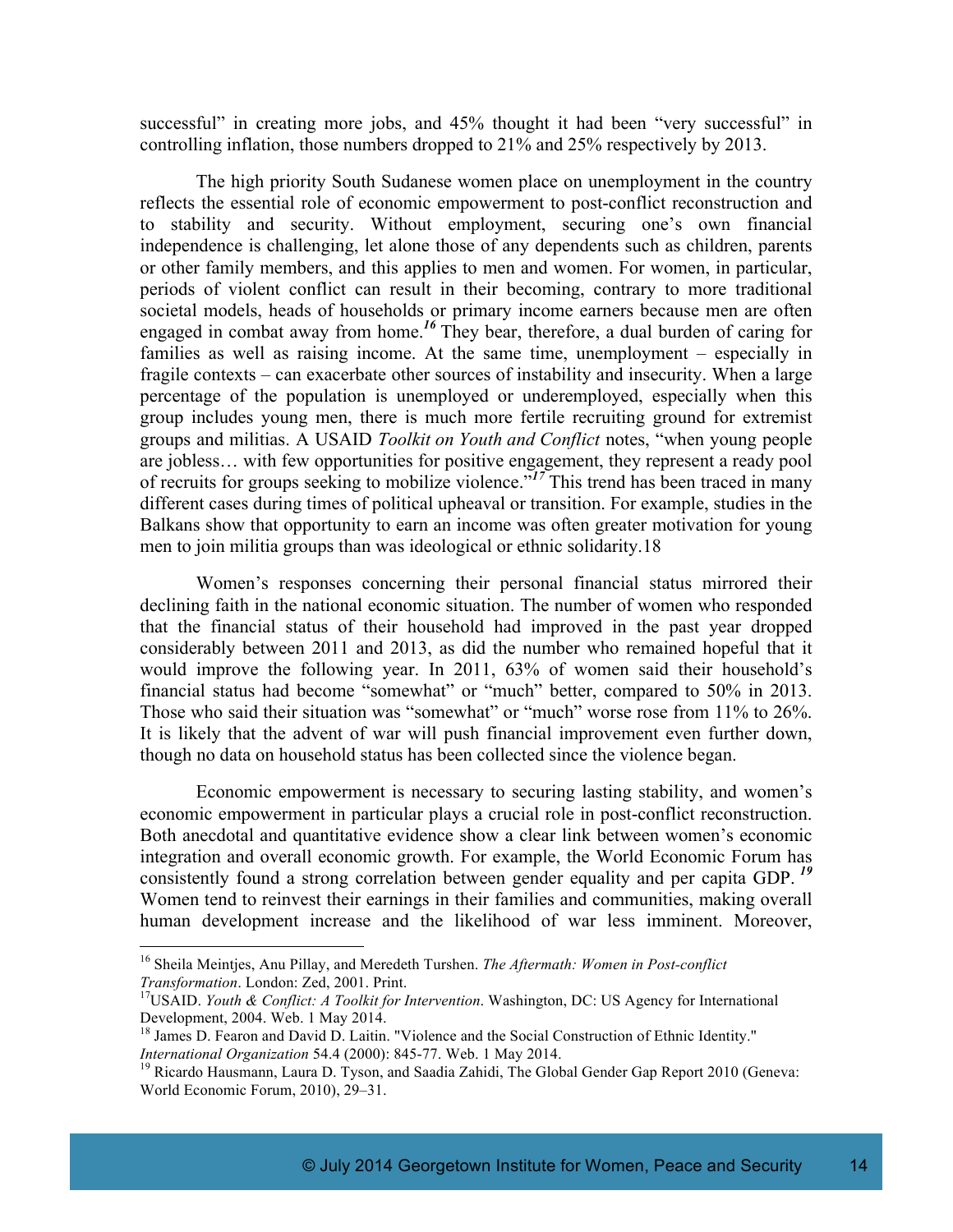successful" in creating more jobs, and 45% thought it had been "very successful" in controlling inflation, those numbers dropped to 21% and 25% respectively by 2013.

The high priority South Sudanese women place on unemployment in the country reflects the essential role of economic empowerment to post-conflict reconstruction and to stability and security. Without employment, securing one's own financial independence is challenging, let alone those of any dependents such as children, parents or other family members, and this applies to men and women. For women, in particular, periods of violent conflict can result in their becoming, contrary to more traditional societal models, heads of households or primary income earners because men are often engaged in combat away from home.[16] They bear, therefore, a dual burden of caring for families as well as raising income. At the same time, unemployment – especially in fragile contexts – can exacerbate other sources of instability and insecurity. When a large percentage of the population is unemployed or underemployed, especially when this group includes young men, there is much more fertile recruiting ground for extremist groups and militias. A USAID *Toolkit on Youth and Conflict* notes, "when young people are jobless… with few opportunities for positive engagement, they represent a ready pool of recruits for groups seeking to mobilize violence."[17] This trend has been traced in many different cases during times of political upheaval or transition. For example, studies in the Balkans show that opportunity to earn an income was often greater motivation for young men to join militia groups than was ideological or ethnic solidarity.18

Women's responses concerning their personal financial status mirrored their declining faith in the national economic situation. The number of women who responded that the financial status of their household had improved in the past year dropped considerably between 2011 and 2013, as did the number who remained hopeful that it would improve the following year. In 2011, 63% of women said their household's financial status had become "somewhat" or "much" better, compared to 50% in 2013. Those who said their situation was "somewhat" or "much" worse rose from 11% to 26%. It is likely that the advent of war will push financial improvement even further down, though no data on household status has been collected since the violence began.

Economic empowerment is necessary to securing lasting stability, and women's economic empowerment in particular plays a crucial role in post-conflict reconstruction. Both anecdotal and quantitative evidence show a clear link between women's economic integration and overall economic growth. For example, the World Economic Forum has consistently found a strong correlation between gender equality and per capita GDP.[19] Women tend to reinvest their earnings in their families and communities, making overall human development increase and the likelihood of war less imminent. Moreover,

---

[16] Sheila Meintjes, Anu Pillay, and Meredeth Turshen. *The Aftermath: Women in Post-conflict Transformation*. London: Zed, 2001. Print.

[17] USAID. *Youth & Conflict: A Toolkit for Intervention*. Washington, DC: US Agency for International Development, 2004. Web. 1 May 2014.

[18] James D. Fearon and David D. Laitin. "Violence and the Social Construction of Ethnic Identity." *International Organization* 54.4 (2000): 845-77. Web. 1 May 2014.

[19] Ricardo Hausmann, Laura D. Tyson, and Saadia Zahidi, The Global Gender Gap Report 2010 (Geneva: World Economic Forum, 2010), 29–31.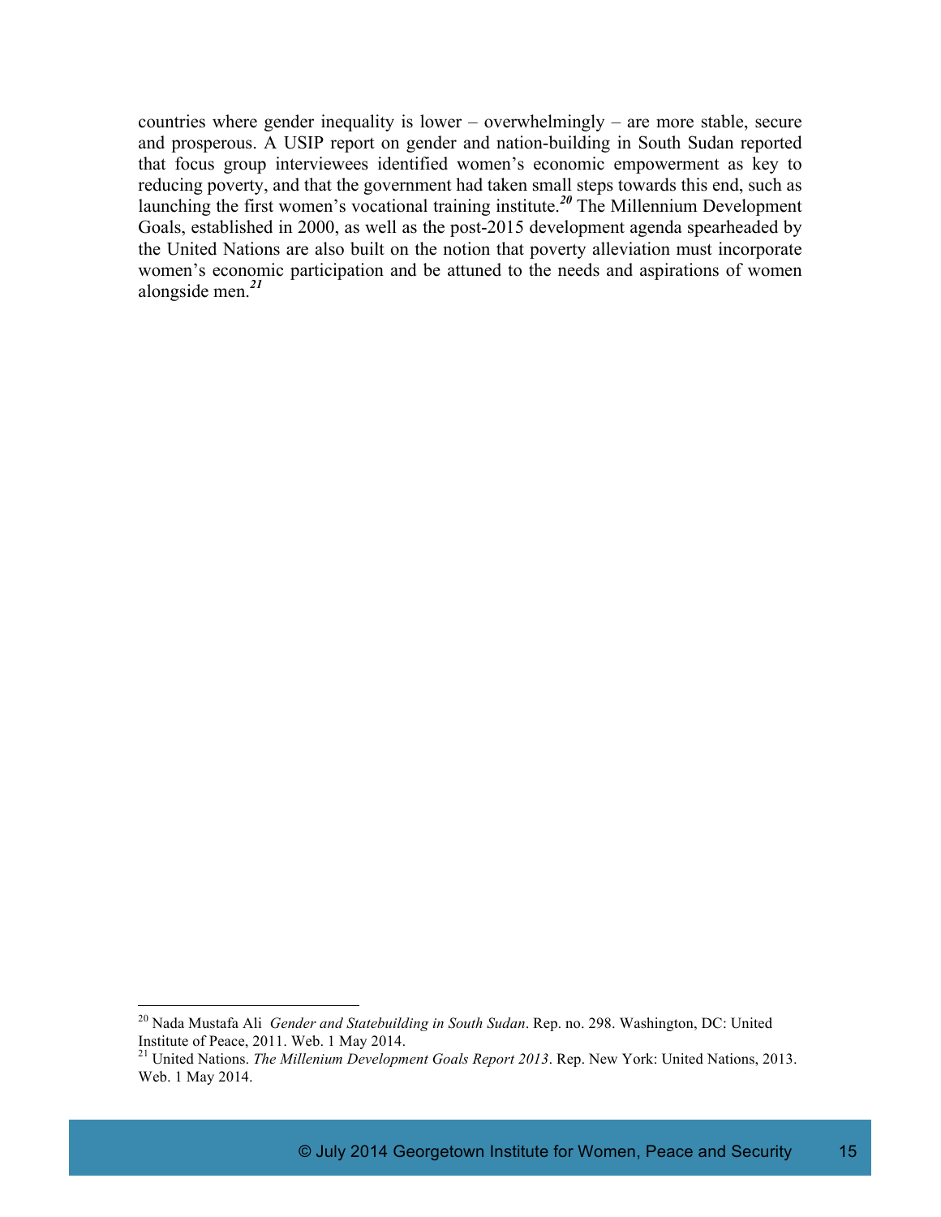countries where gender inequality is lower – overwhelmingly – are more stable, secure and prosperous. A USIP report on gender and nation-building in South Sudan reported that focus group interviewees identified women's economic empowerment as key to reducing poverty, and that the government had taken small steps towards this end, such as launching the first women's vocational training institute.[20] The Millennium Development Goals, established in 2000, as well as the post-2015 development agenda spearheaded by the United Nations are also built on the notion that poverty alleviation must incorporate women's economic participation and be attuned to the needs and aspirations of women alongside men.[21]

---

[20] Nada Mustafa Ali *Gender and Statebuilding in South Sudan*. Rep. no. 298. Washington, DC: United Institute of Peace, 2011. Web. 1 May 2014.

[21] United Nations. *The Millenium Development Goals Report 2013*. Rep. New York: United Nations, 2013. Web. 1 May 2014.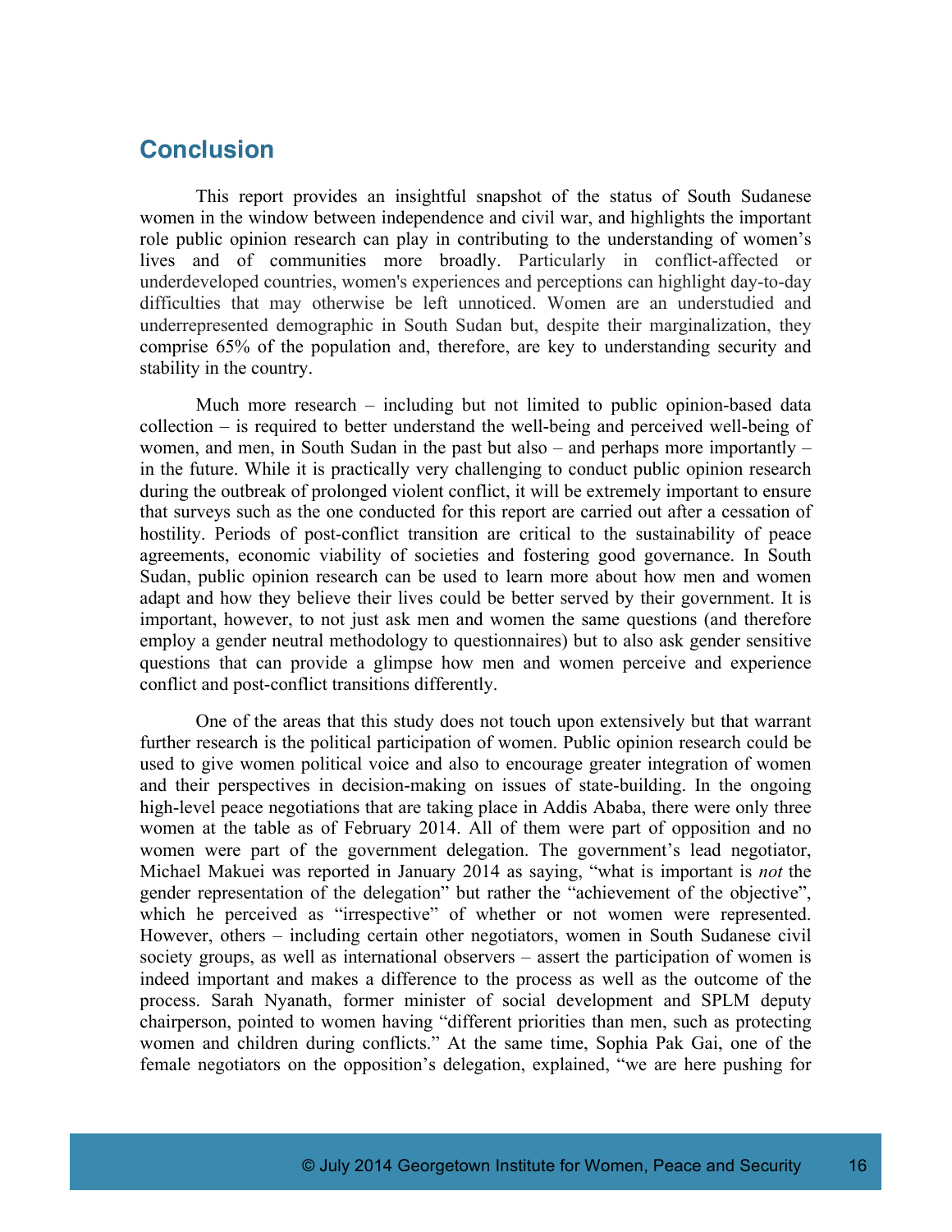## Conclusion

This report provides an insightful snapshot of the status of South Sudanese women in the window between independence and civil war, and highlights the important role public opinion research can play in contributing to the understanding of women's lives and of communities more broadly. Particularly in conflict-affected or underdeveloped countries, women's experiences and perceptions can highlight day-to-day difficulties that may otherwise be left unnoticed. Women are an understudied and underrepresented demographic in South Sudan but, despite their marginalization, they comprise 65% of the population and, therefore, are key to understanding security and stability in the country.

Much more research – including but not limited to public opinion-based data collection – is required to better understand the well-being and perceived well-being of women, and men, in South Sudan in the past but also – and perhaps more importantly – in the future. While it is practically very challenging to conduct public opinion research during the outbreak of prolonged violent conflict, it will be extremely important to ensure that surveys such as the one conducted for this report are carried out after a cessation of hostility. Periods of post-conflict transition are critical to the sustainability of peace agreements, economic viability of societies and fostering good governance. In South Sudan, public opinion research can be used to learn more about how men and women adapt and how they believe their lives could be better served by their government. It is important, however, to not just ask men and women the same questions (and therefore employ a gender neutral methodology to questionnaires) but to also ask gender sensitive questions that can provide a glimpse how men and women perceive and experience conflict and post-conflict transitions differently.

One of the areas that this study does not touch upon extensively but that warrant further research is the political participation of women. Public opinion research could be used to give women political voice and also to encourage greater integration of women and their perspectives in decision-making on issues of state-building. In the ongoing high-level peace negotiations that are taking place in Addis Ababa, there were only three women at the table as of February 2014. All of them were part of opposition and no women were part of the government delegation. The government's lead negotiator, Michael Makuei was reported in January 2014 as saying, "what is important is *not* the gender representation of the delegation" but rather the "achievement of the objective", which he perceived as "irrespective" of whether or not women were represented. However, others – including certain other negotiators, women in South Sudanese civil society groups, as well as international observers – assert the participation of women is indeed important and makes a difference to the process as well as the outcome of the process. Sarah Nyanath, former minister of social development and SPLM deputy chairperson, pointed to women having "different priorities than men, such as protecting women and children during conflicts." At the same time, Sophia Pak Gai, one of the female negotiators on the opposition's delegation, explained, "we are here pushing for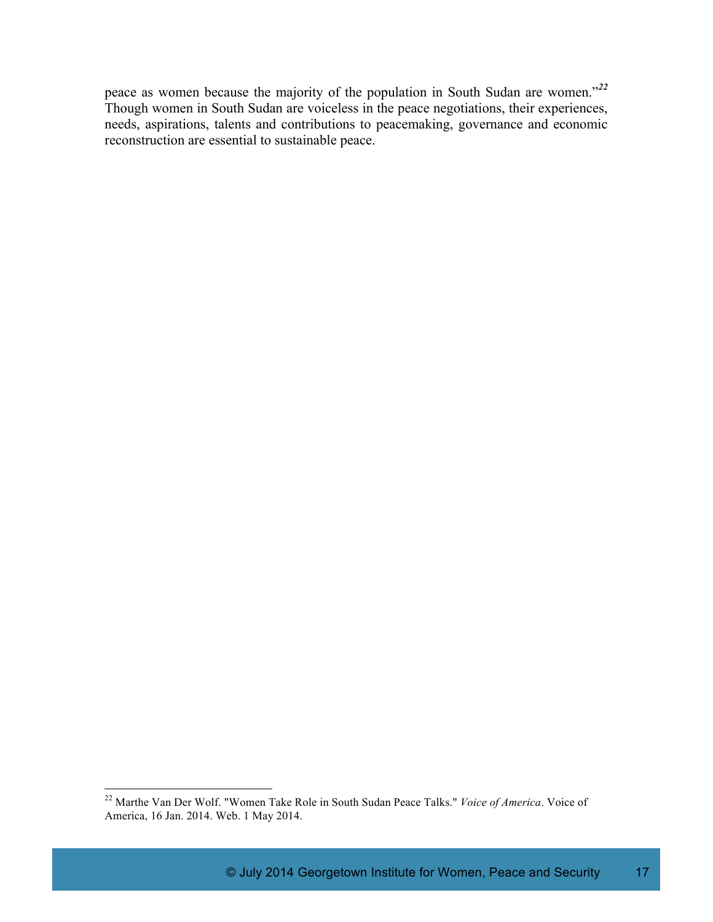peace as women because the majority of the population in South Sudan are women."[22] Though women in South Sudan are voiceless in the peace negotiations, their experiences, needs, aspirations, talents and contributions to peacemaking, governance and economic reconstruction are essential to sustainable peace.

---

[22] Marthe Van Der Wolf. "Women Take Role in South Sudan Peace Talks." *Voice of America*. Voice of America, 16 Jan. 2014. Web. 1 May 2014.